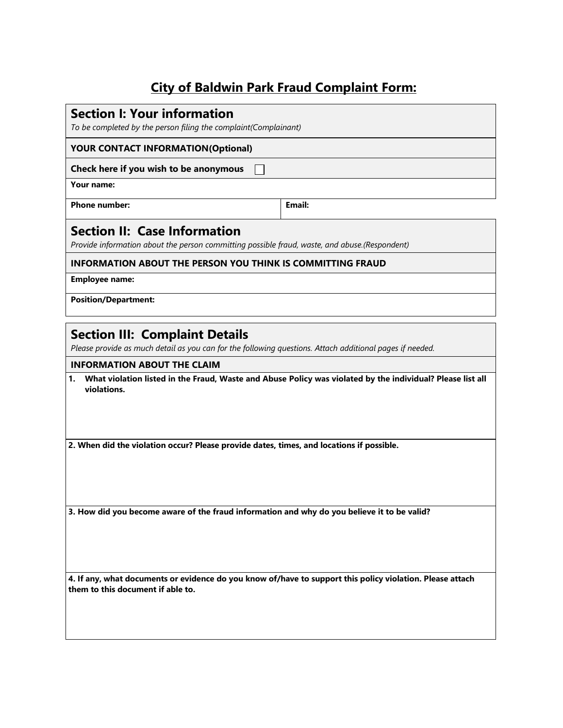# City of Baldwin Park Fraud Complaint Form:

## Section I: Your information

*To be completed by the person filing the complaint(Complainant)*

**YOUR CONTACT INFORMATION(Optional)**

**Check here if you wish to be anonymous** ☐

**Your name:**

| **Phone number:** | **Email:** |
| --- | --- |

## Section II: Case Information

*Provide information about the person committing possible fraud, waste, and abuse.(Respondent)*

**INFORMATION ABOUT THE PERSON YOU THINK IS COMMITTING FRAUD**

**Employee name:**

**Position/Department:**

## Section III: Complaint Details

*Please provide as much detail as you can for the following questions. Attach additional pages if needed.*

**INFORMATION ABOUT THE CLAIM**

1. **What violation listed in the Fraud, Waste and Abuse Policy was violated by the individual? Please list all violations.**

**2. When did the violation occur? Please provide dates, times, and locations if possible.**

**3. How did you become aware of the fraud information and why do you believe it to be valid?**

**4. If any, what documents or evidence do you know of/have to support this policy violation. Please attach them to this document if able to.**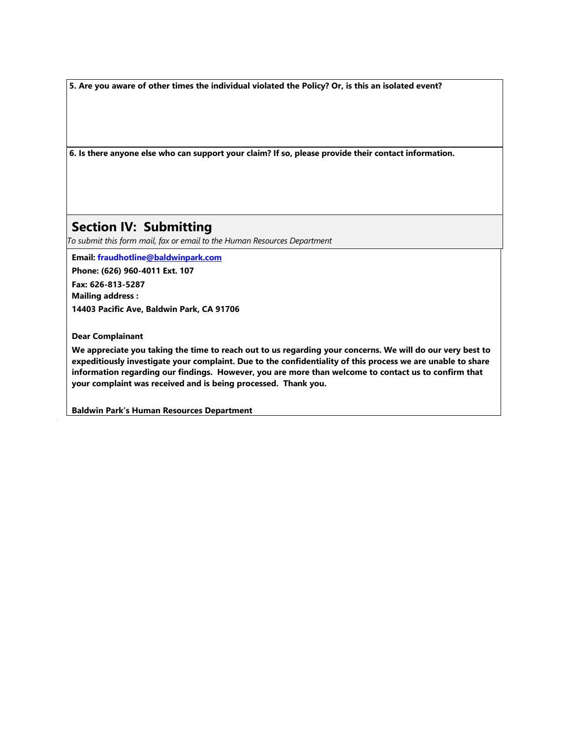**5. Are you aware of other times the individual violated the Policy? Or, is this an isolated event?**

**6. Is there anyone else who can support your claim? If so, please provide their contact information.**

## Section IV: Submitting

*To submit this form mail, fax or email to the Human Resources Department*

**Email: fraudhotline@baldwinpark.com**

**Phone: (626) 960-4011 Ext. 107**

**Fax: 626-813-5287**

**Mailing address :**

**14403 Pacific Ave, Baldwin Park, CA 91706**

**Dear Complainant**

**We appreciate you taking the time to reach out to us regarding your concerns. We will do our very best to expeditiously investigate your complaint. Due to the confidentiality of this process we are unable to share information regarding our findings. However, you are more than welcome to contact us to confirm that your complaint was received and is being processed. Thank you.**

**Baldwin Park's Human Resources Department**